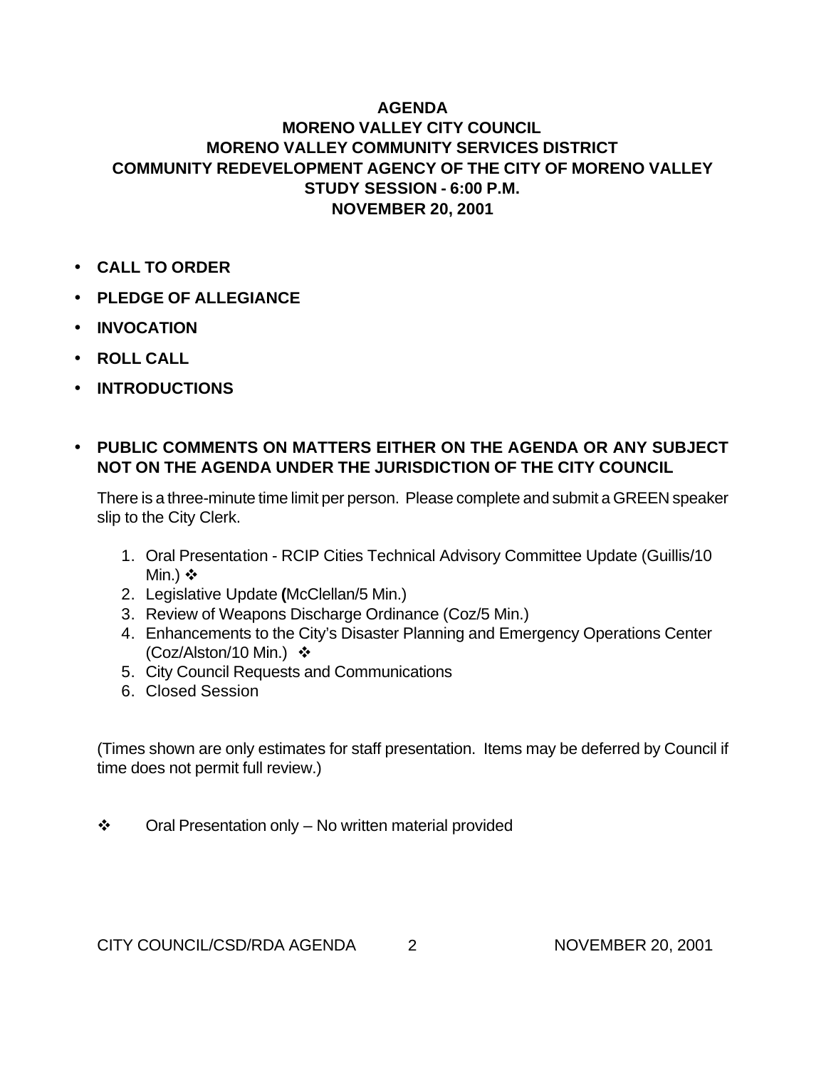# AGENDA
## MORENO VALLEY CITY COUNCIL
## MORENO VALLEY COMMUNITY SERVICES DISTRICT
## COMMUNITY REDEVELOPMENT AGENCY OF THE CITY OF MORENO VALLEY
## STUDY SESSION - 6:00 P.M.
## NOVEMBER 20, 2001

- **CALL TO ORDER**
- **PLEDGE OF ALLEGIANCE**
- **INVOCATION**
- **ROLL CALL**
- **INTRODUCTIONS**
- **PUBLIC COMMENTS ON MATTERS EITHER ON THE AGENDA OR ANY SUBJECT NOT ON THE AGENDA UNDER THE JURISDICTION OF THE CITY COUNCIL**

  There is a three-minute time limit per person. Please complete and submit a GREEN speaker slip to the City Clerk.

  1. Oral Presentation - RCIP Cities Technical Advisory Committee Update (Guillis/10 Min.) ❖
  2. Legislative Update **(**McClellan/5 Min.)
  3. Review of Weapons Discharge Ordinance (Coz/5 Min.)
  4. Enhancements to the City's Disaster Planning and Emergency Operations Center (Coz/Alston/10 Min.) ❖
  5. City Council Requests and Communications
  6. Closed Session

  (Times shown are only estimates for staff presentation. Items may be deferred by Council if time does not permit full review.)

❖ Oral Presentation only – No written material provided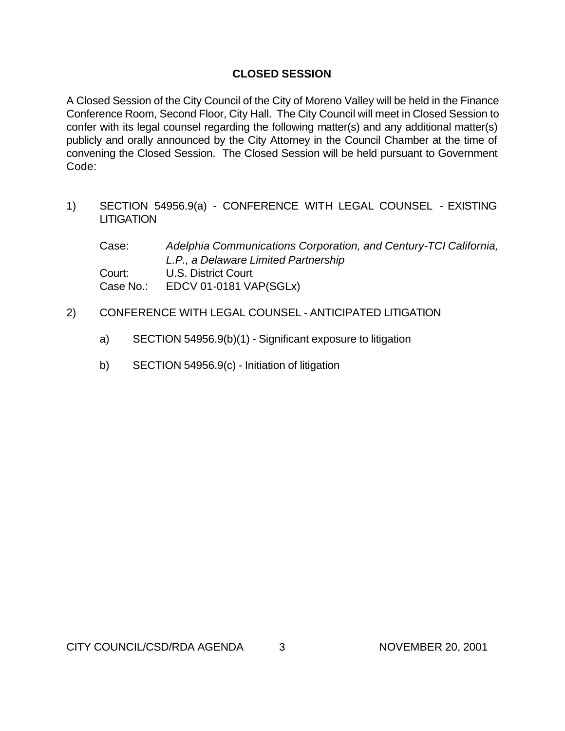## CLOSED SESSION

A Closed Session of the City Council of the City of Moreno Valley will be held in the Finance Conference Room, Second Floor, City Hall. The City Council will meet in Closed Session to confer with its legal counsel regarding the following matter(s) and any additional matter(s) publicly and orally announced by the City Attorney in the Council Chamber at the time of convening the Closed Session. The Closed Session will be held pursuant to Government Code:

1) SECTION 54956.9(a) - CONFERENCE WITH LEGAL COUNSEL - EXISTING LITIGATION

   Case: *Adelphia Communications Corporation, and Century-TCI California, L.P., a Delaware Limited Partnership*
   Court: U.S. District Court
   Case No.: EDCV 01-0181 VAP(SGLx)

2) CONFERENCE WITH LEGAL COUNSEL - ANTICIPATED LITIGATION

   a) SECTION 54956.9(b)(1) - Significant exposure to litigation

   b) SECTION 54956.9(c) - Initiation of litigation